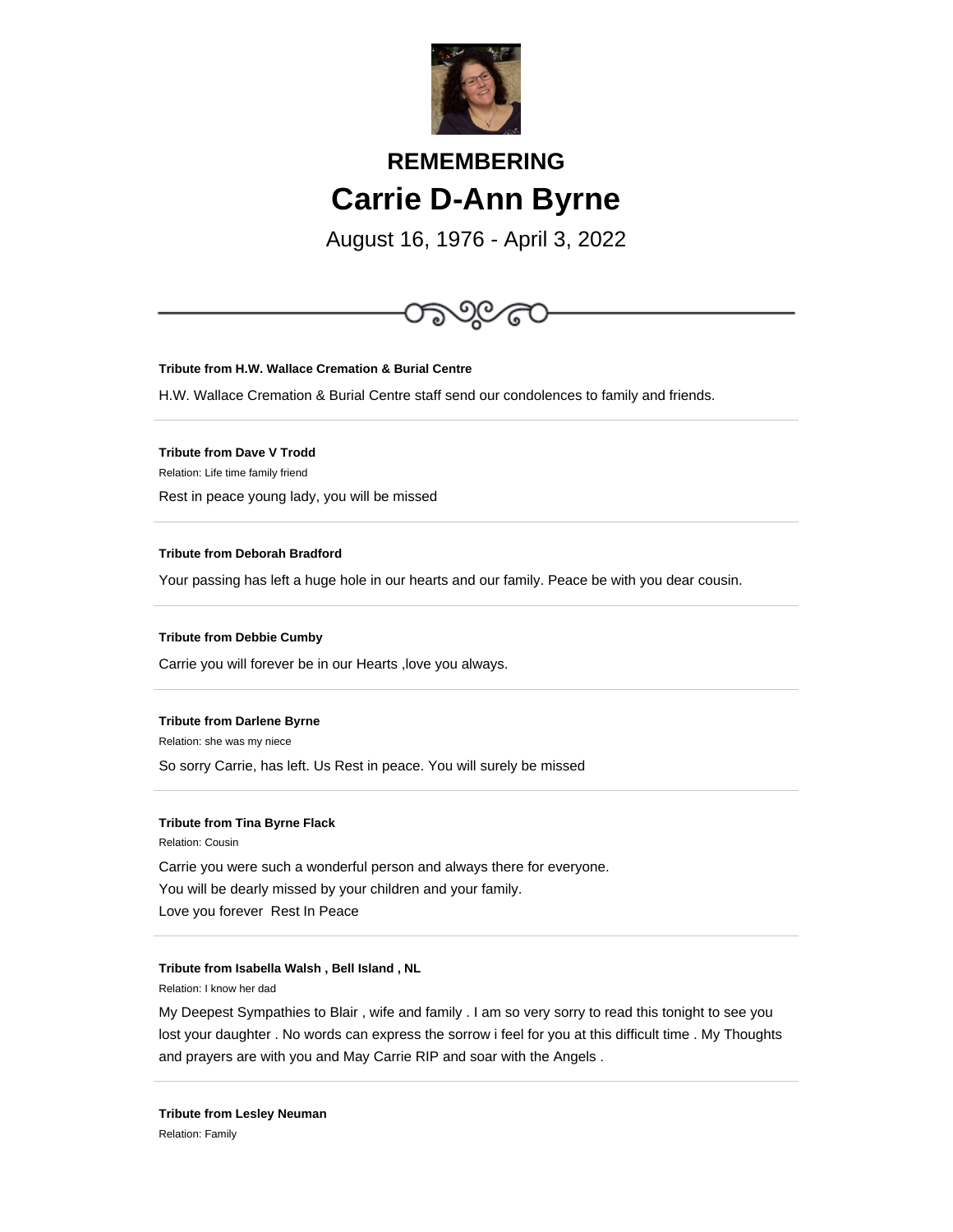## REMEMBERING

# Carrie D-Ann Byrne

August 16, 1976 - April 3, 2022

---

**Tribute from H.W. Wallace Cremation & Burial Centre**

H.W. Wallace Cremation & Burial Centre staff send our condolences to family and friends.

---

**Tribute from Dave V Trodd**

Relation: Life time family friend

Rest in peace young lady, you will be missed

---

**Tribute from Deborah Bradford**

Your passing has left a huge hole in our hearts and our family. Peace be with you dear cousin.

---

**Tribute from Debbie Cumby**

Carrie you will forever be in our Hearts ,love you always.

---

**Tribute from Darlene Byrne**

Relation: she was my niece

So sorry Carrie, has left. Us Rest in peace. You will surely be missed

---

**Tribute from Tina Byrne Flack**

Relation: Cousin

Carrie you were such a wonderful person and always there for everyone.
You will be dearly missed by your children and your family.
Love you forever  Rest In Peace

---

**Tribute from Isabella Walsh , Bell Island , NL**

Relation: I know her dad

My Deepest Sympathies to Blair , wife and family . I am so very sorry to read this tonight to see you lost your daughter . No words can express the sorrow i feel for you at this difficult time . My Thoughts and prayers are with you and May Carrie RIP and soar with the Angels .

---

**Tribute from Lesley Neuman**

Relation: Family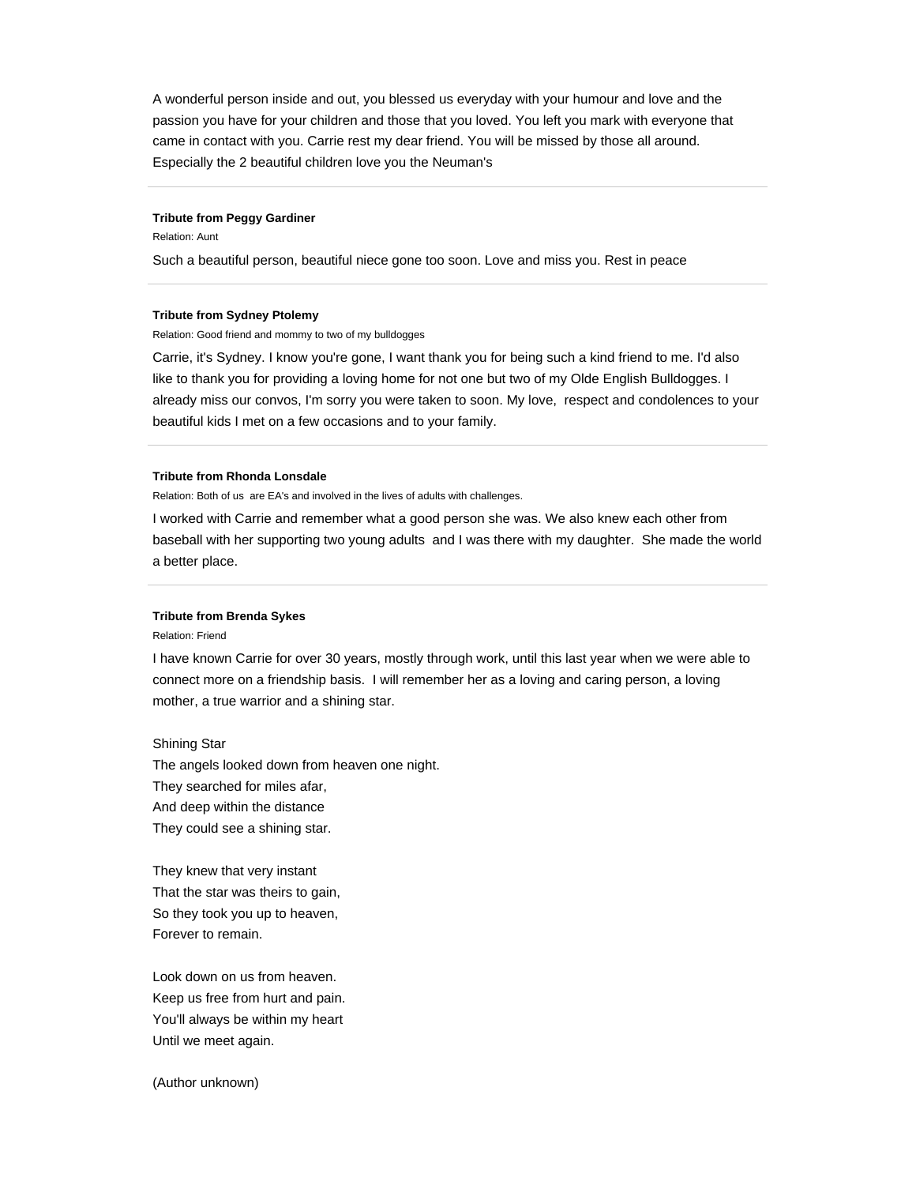A wonderful person inside and out, you blessed us everyday with your humour and love and the passion you have for your children and those that you loved. You left you mark with everyone that came in contact with you. Carrie rest my dear friend. You will be missed by those all around. Especially the 2 beautiful children love you the Neuman's

---

**Tribute from Peggy Gardiner**

Relation: Aunt

Such a beautiful person, beautiful niece gone too soon. Love and miss you. Rest in peace

---

**Tribute from Sydney Ptolemy**

Relation: Good friend and mommy to two of my bulldogges

Carrie, it's Sydney. I know you're gone, I want thank you for being such a kind friend to me. I'd also like to thank you for providing a loving home for not one but two of my Olde English Bulldogges. I already miss our convos, I'm sorry you were taken to soon. My love, respect and condolences to your beautiful kids I met on a few occasions and to your family.

---

**Tribute from Rhonda Lonsdale**

Relation: Both of us are EA's and involved in the lives of adults with challenges.

I worked with Carrie and remember what a good person she was. We also knew each other from baseball with her supporting two young adults and I was there with my daughter. She made the world a better place.

---

**Tribute from Brenda Sykes**

Relation: Friend

I have known Carrie for over 30 years, mostly through work, until this last year when we were able to connect more on a friendship basis. I will remember her as a loving and caring person, a loving mother, a true warrior and a shining star.

Shining Star
The angels looked down from heaven one night.
They searched for miles afar,
And deep within the distance
They could see a shining star.

They knew that very instant
That the star was theirs to gain,
So they took you up to heaven,
Forever to remain.

Look down on us from heaven.
Keep us free from hurt and pain.
You'll always be within my heart
Until we meet again.

(Author unknown)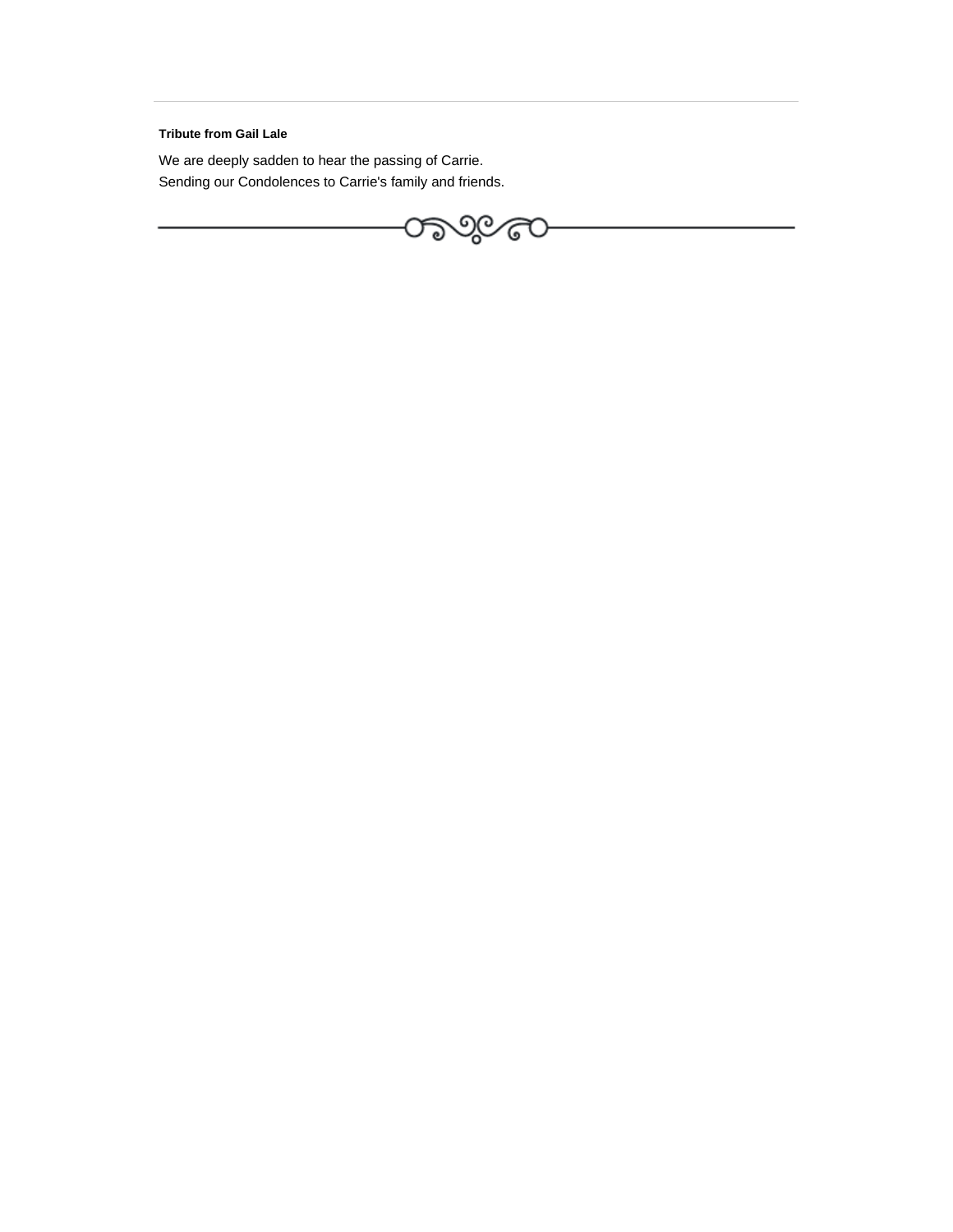**Tribute from Gail Lale**

We are deeply sadden to hear the passing of Carrie.
Sending our Condolences to Carrie's family and friends.